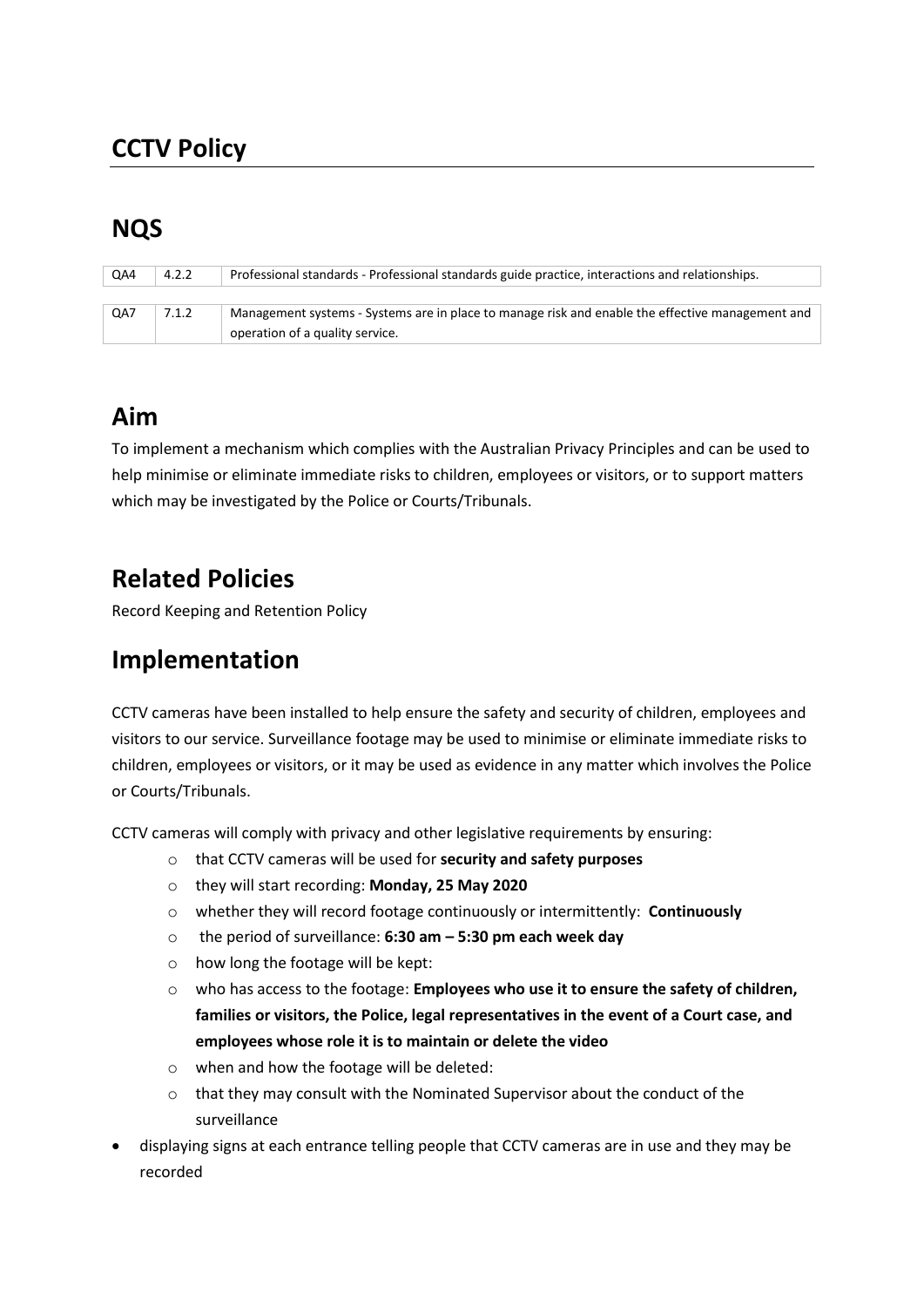# CCTV Policy

## NQS

| | | |
|---|---|---|
| QA4 | 4.2.2 | Professional standards - Professional standards guide practice, interactions and relationships. |
| QA7 | 7.1.2 | Management systems - Systems are in place to manage risk and enable the effective management and operation of a quality service. |

## Aim

To implement a mechanism which complies with the Australian Privacy Principles and can be used to help minimise or eliminate immediate risks to children, employees or visitors, or to support matters which may be investigated by the Police or Courts/Tribunals.

## Related Policies

Record Keeping and Retention Policy

## Implementation

CCTV cameras have been installed to help ensure the safety and security of children, employees and visitors to our service. Surveillance footage may be used to minimise or eliminate immediate risks to children, employees or visitors, or it may be used as evidence in any matter which involves the Police or Courts/Tribunals.

CCTV cameras will comply with privacy and other legislative requirements by ensuring:

- that CCTV cameras will be used for **security and safety purposes**
- they will start recording: **Monday, 25 May 2020**
- whether they will record footage continuously or intermittently: **Continuously**
- the period of surveillance: **6:30 am – 5:30 pm each week day**
- how long the footage will be kept:
- who has access to the footage: **Employees who use it to ensure the safety of children, families or visitors, the Police, legal representatives in the event of a Court case, and employees whose role it is to maintain or delete the video**
- when and how the footage will be deleted:
- that they may consult with the Nominated Supervisor about the conduct of the surveillance

- displaying signs at each entrance telling people that CCTV cameras are in use and they may be recorded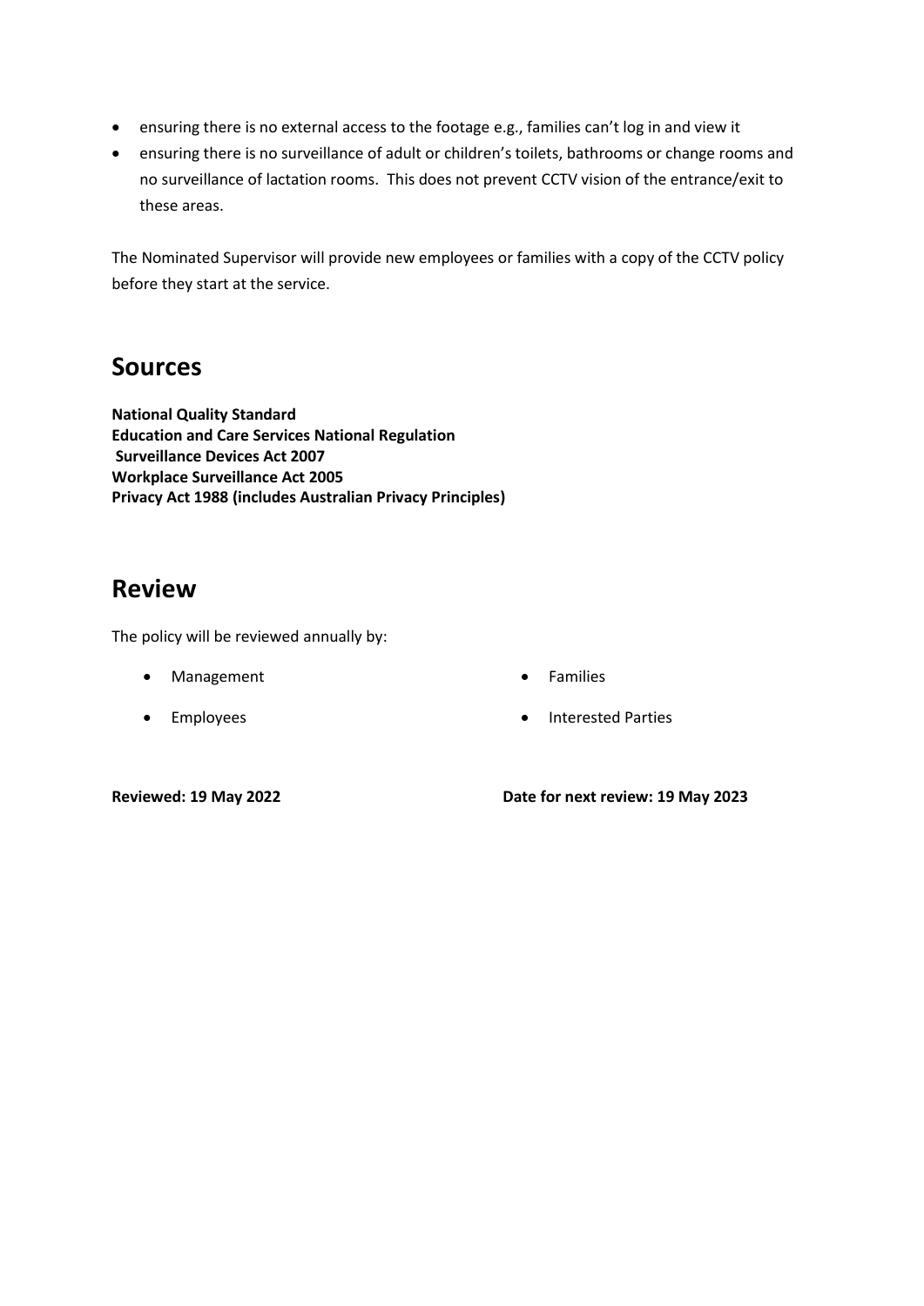- ensuring there is no external access to the footage e.g., families can't log in and view it
- ensuring there is no surveillance of adult or children's toilets, bathrooms or change rooms and no surveillance of lactation rooms. This does not prevent CCTV vision of the entrance/exit to these areas.

The Nominated Supervisor will provide new employees or families with a copy of the CCTV policy before they start at the service.

## Sources

**National Quality Standard**
**Education and Care Services National Regulation**
**Surveillance Devices Act 2007**
**Workplace Surveillance Act 2005**
**Privacy Act 1988 (includes Australian Privacy Principles)**

## Review

The policy will be reviewed annually by:

- Management
- Employees
- Families
- Interested Parties

**Reviewed: 19 May 2022** **Date for next review: 19 May 2023**